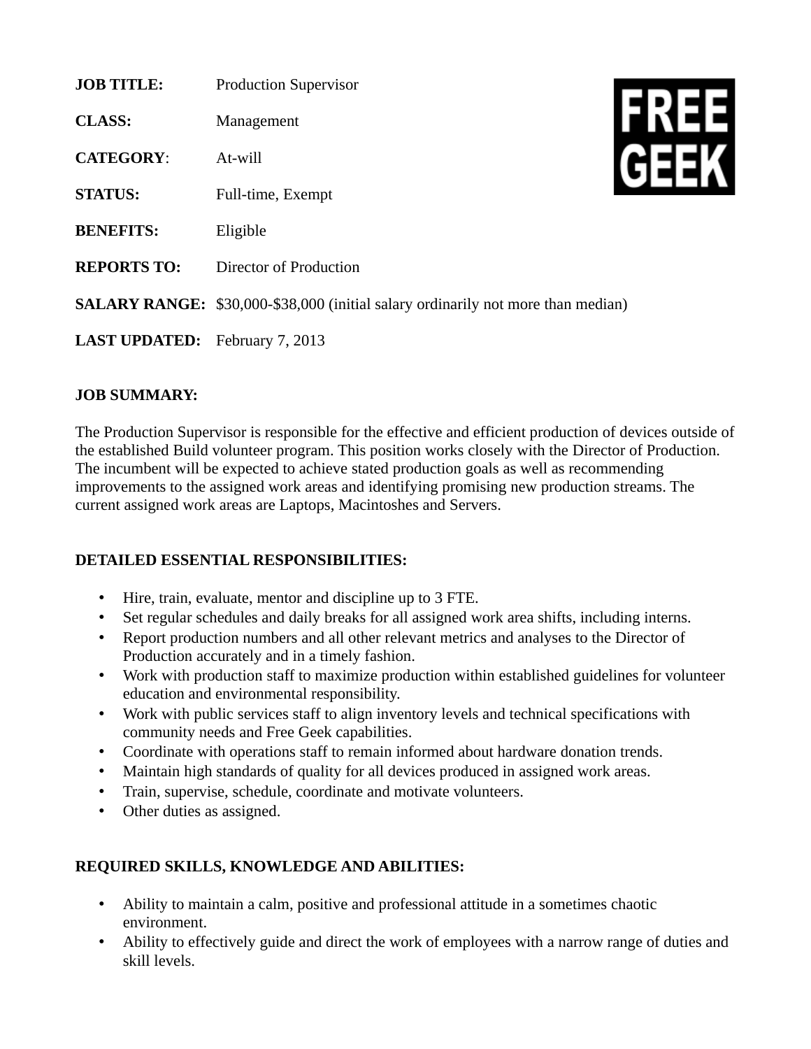**JOB TITLE:** Production Supervisor

**CLASS:** Management

**CATEGORY**: At-will

**STATUS:** Full-time, Exempt

**BENEFITS:** Eligible

**REPORTS TO:** Director of Production

**SALARY RANGE:** $30,000-$38,000 (initial salary ordinarily not more than median)

**LAST UPDATED:** February 7, 2013

FREE GEEK

**JOB SUMMARY:**

The Production Supervisor is responsible for the effective and efficient production of devices outside of the established Build volunteer program. This position works closely with the Director of Production. The incumbent will be expected to achieve stated production goals as well as recommending improvements to the assigned work areas and identifying promising new production streams. The current assigned work areas are Laptops, Macintoshes and Servers.

**DETAILED ESSENTIAL RESPONSIBILITIES:**

- Hire, train, evaluate, mentor and discipline up to 3 FTE.
- Set regular schedules and daily breaks for all assigned work area shifts, including interns.
- Report production numbers and all other relevant metrics and analyses to the Director of Production accurately and in a timely fashion.
- Work with production staff to maximize production within established guidelines for volunteer education and environmental responsibility.
- Work with public services staff to align inventory levels and technical specifications with community needs and Free Geek capabilities.
- Coordinate with operations staff to remain informed about hardware donation trends.
- Maintain high standards of quality for all devices produced in assigned work areas.
- Train, supervise, schedule, coordinate and motivate volunteers.
- Other duties as assigned.

**REQUIRED SKILLS, KNOWLEDGE AND ABILITIES:**

- Ability to maintain a calm, positive and professional attitude in a sometimes chaotic environment.
- Ability to effectively guide and direct the work of employees with a narrow range of duties and skill levels.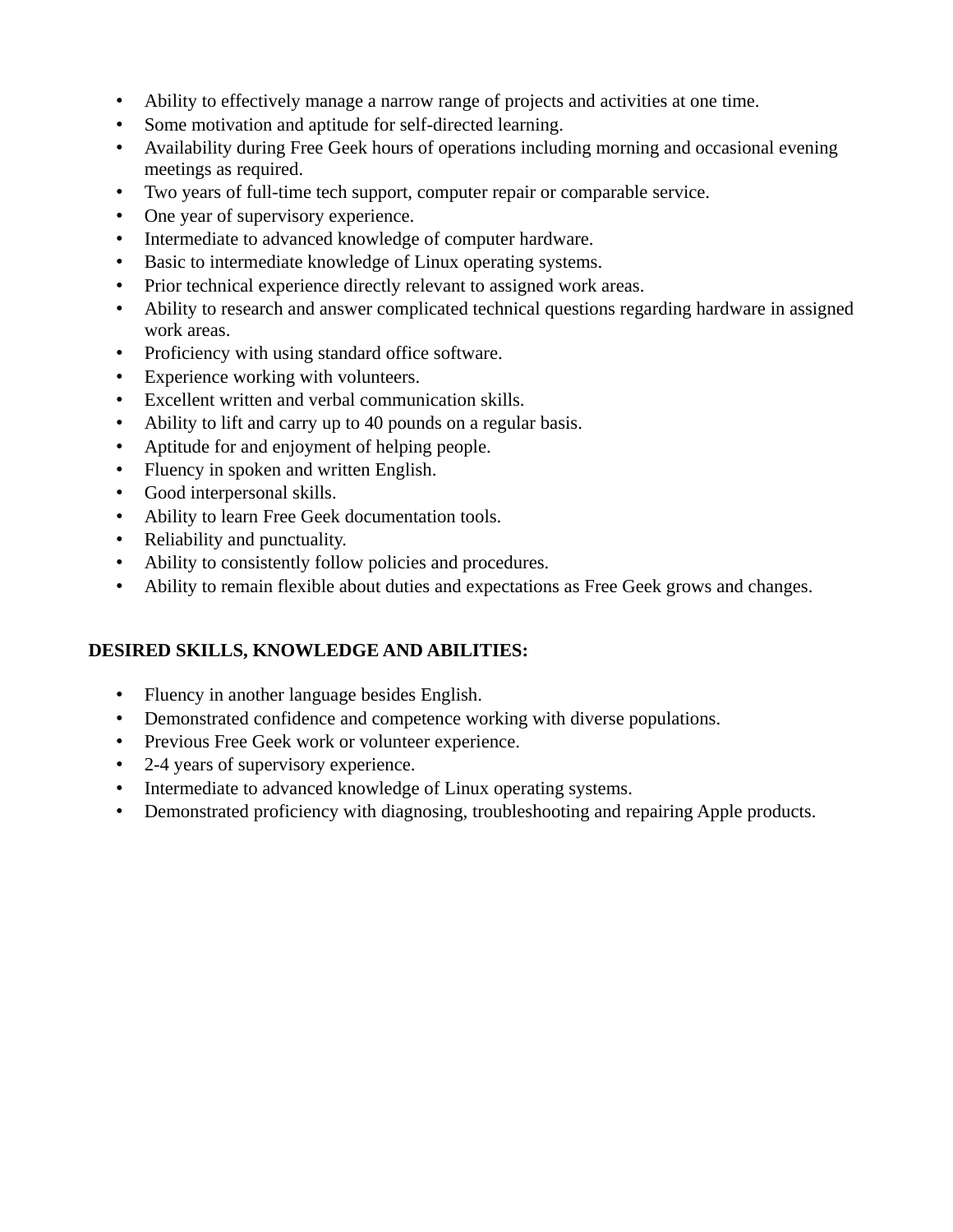- Ability to effectively manage a narrow range of projects and activities at one time.
- Some motivation and aptitude for self-directed learning.
- Availability during Free Geek hours of operations including morning and occasional evening meetings as required.
- Two years of full-time tech support, computer repair or comparable service.
- One year of supervisory experience.
- Intermediate to advanced knowledge of computer hardware.
- Basic to intermediate knowledge of Linux operating systems.
- Prior technical experience directly relevant to assigned work areas.
- Ability to research and answer complicated technical questions regarding hardware in assigned work areas.
- Proficiency with using standard office software.
- Experience working with volunteers.
- Excellent written and verbal communication skills.
- Ability to lift and carry up to 40 pounds on a regular basis.
- Aptitude for and enjoyment of helping people.
- Fluency in spoken and written English.
- Good interpersonal skills.
- Ability to learn Free Geek documentation tools.
- Reliability and punctuality.
- Ability to consistently follow policies and procedures.
- Ability to remain flexible about duties and expectations as Free Geek grows and changes.

**DESIRED SKILLS, KNOWLEDGE AND ABILITIES:**

- Fluency in another language besides English.
- Demonstrated confidence and competence working with diverse populations.
- Previous Free Geek work or volunteer experience.
- 2-4 years of supervisory experience.
- Intermediate to advanced knowledge of Linux operating systems.
- Demonstrated proficiency with diagnosing, troubleshooting and repairing Apple products.